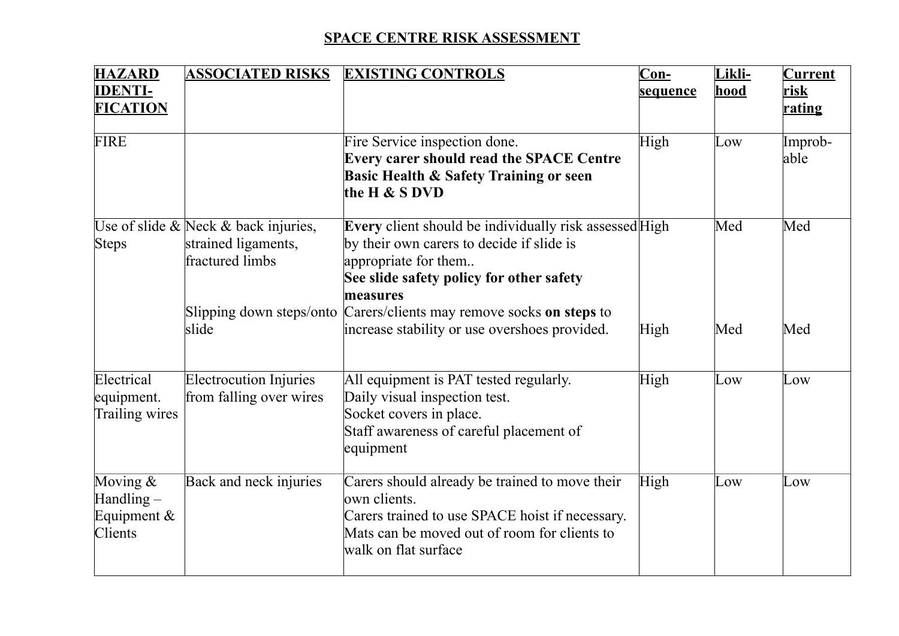# SPACE CENTRE RISK ASSESSMENT

| HAZARD IDENTI-FICATION | ASSOCIATED RISKS | EXISTING CONTROLS | Con-sequence | Likli-hood | Current risk rating |
|---|---|---|---|---|---|
| FIRE | | Fire Service inspection done. **Every carer should read the SPACE Centre Basic Health & Safety Training or seen the H & S DVD** | High | Low | Improb-able |
| Use of slide & Steps | Neck & back injuries, strained ligaments, fractured limbs | **Every** client should be individually risk assessed by their own carers to decide if slide is appropriate for them.. **See slide safety policy for other safety measures** | High | Med | Med |
| | Slipping down steps/onto slide | Carers/clients may remove socks **on steps** to increase stability or use overshoes provided. | High | Med | Med |
| Electrical equipment. Trailing wires | Electrocution Injuries from falling over wires | All equipment is PAT tested regularly. Daily visual inspection test. Socket covers in place. Staff awareness of careful placement of equipment | High | Low | Low |
| Moving & Handling – Equipment & Clients | Back and neck injuries | Carers should already be trained to move their own clients. Carers trained to use SPACE hoist if necessary. Mats can be moved out of room for clients to walk on flat surface | High | Low | Low |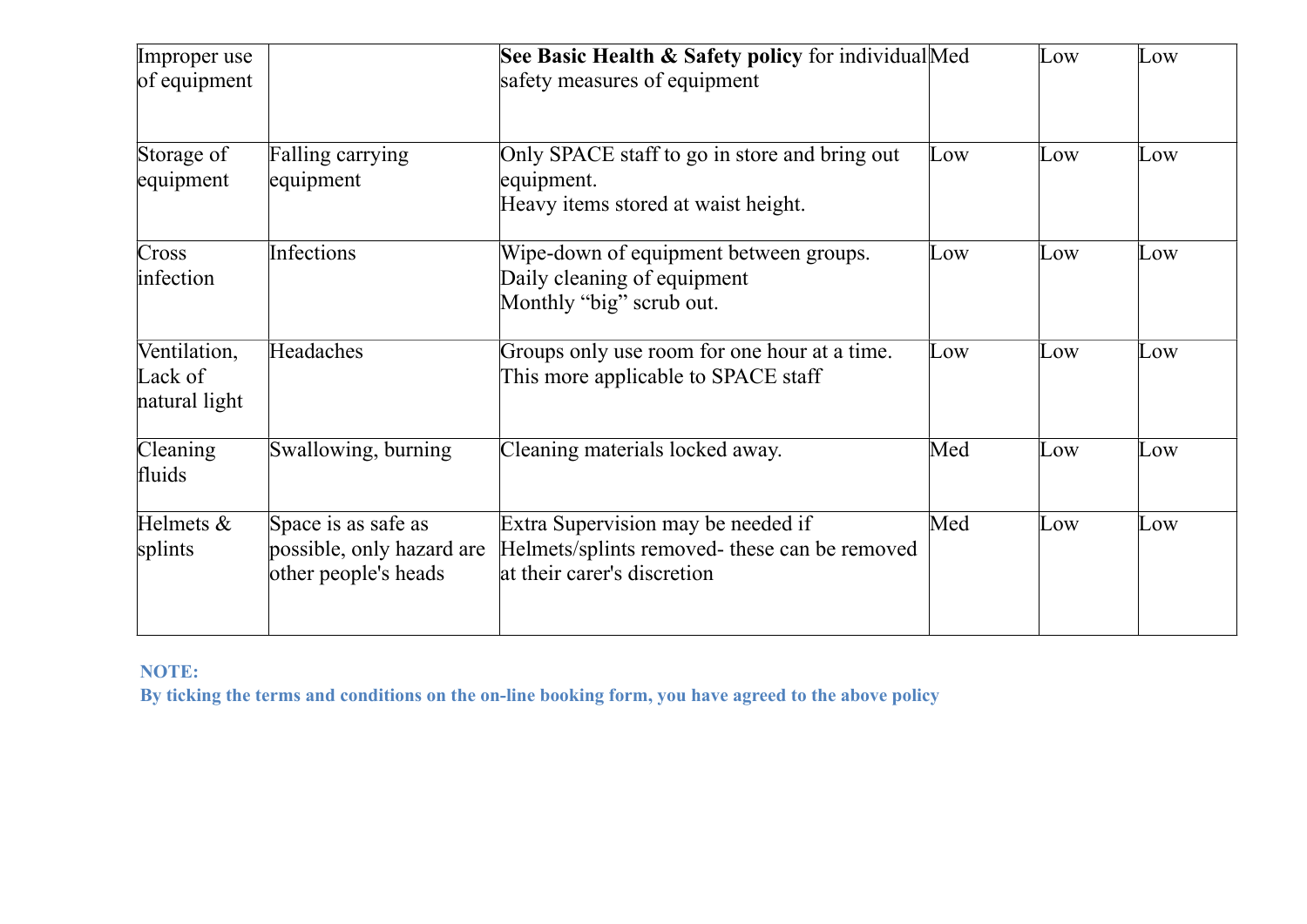| | | | | | |
|---|---|---|---|---|---|
| Improper use of equipment | | **See Basic Health & Safety policy** for individual safety measures of equipment | Med | Low | Low |
| Storage of equipment | Falling carrying equipment | Only SPACE staff to go in store and bring out equipment.<br>Heavy items stored at waist height. | Low | Low | Low |
| Cross infection | Infections | Wipe-down of equipment between groups.<br>Daily cleaning of equipment<br>Monthly "big" scrub out. | Low | Low | Low |
| Ventilation, Lack of natural light | Headaches | Groups only use room for one hour at a time. This more applicable to SPACE staff | Low | Low | Low |
| Cleaning fluids | Swallowing, burning | Cleaning materials locked away. | Med | Low | Low |
| Helmets & splints | Space is as safe as possible, only hazard are other people's heads | Extra Supervision may be needed if Helmets/splints removed- these can be removed at their carer's discretion | Med | Low | Low |

**NOTE:**
**By ticking the terms and conditions on the on-line booking form, you have agreed to the above policy**